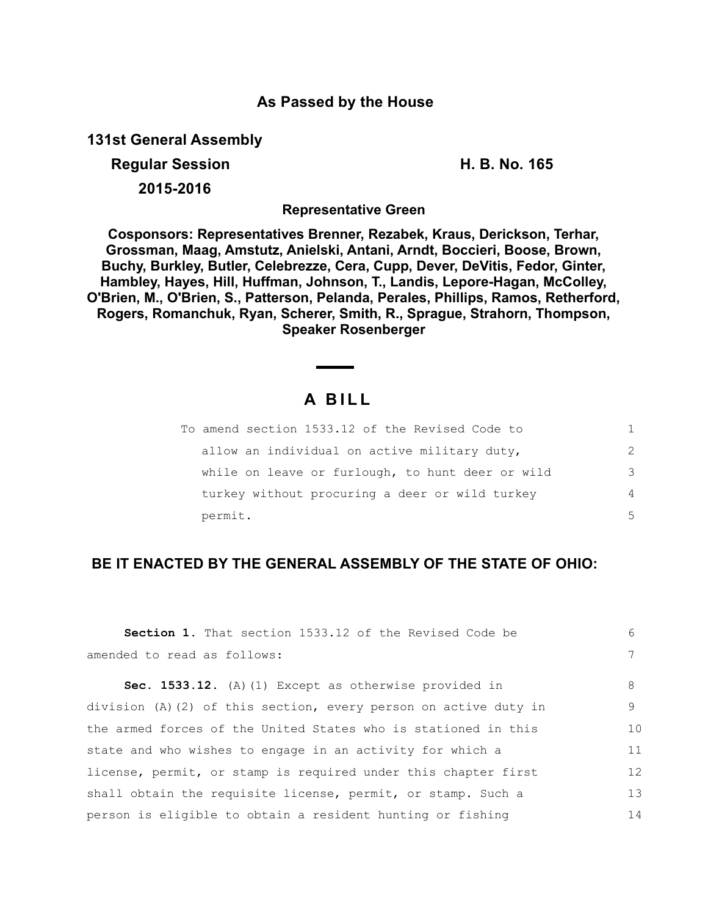## As Passed by the House

**131st General Assembly**

**Regular Session** **H. B. No. 165**

**2015-2016**

**Representative Green**

**Cosponsors: Representatives Brenner, Rezabek, Kraus, Derickson, Terhar, Grossman, Maag, Amstutz, Anielski, Antani, Arndt, Boccieri, Boose, Brown, Buchy, Burkley, Butler, Celebrezze, Cera, Cupp, Dever, DeVitis, Fedor, Ginter, Hambley, Hayes, Hill, Huffman, Johnson, T., Landis, Lepore-Hagan, McColley, O'Brien, M., O'Brien, S., Patterson, Pelanda, Perales, Phillips, Ramos, Retherford, Rogers, Romanchuk, Ryan, Scherer, Smith, R., Sprague, Strahorn, Thompson, Speaker Rosenberger**

# A BILL

To amend section 1533.12 of the Revised Code to allow an individual on active military duty, while on leave or furlough, to hunt deer or wild turkey without procuring a deer or wild turkey permit.

**BE IT ENACTED BY THE GENERAL ASSEMBLY OF THE STATE OF OHIO:**

**Section 1.** That section 1533.12 of the Revised Code be amended to read as follows:

**Sec. 1533.12.** (A)(1) Except as otherwise provided in division (A)(2) of this section, every person on active duty in the armed forces of the United States who is stationed in this state and who wishes to engage in an activity for which a license, permit, or stamp is required under this chapter first shall obtain the requisite license, permit, or stamp. Such a person is eligible to obtain a resident hunting or fishing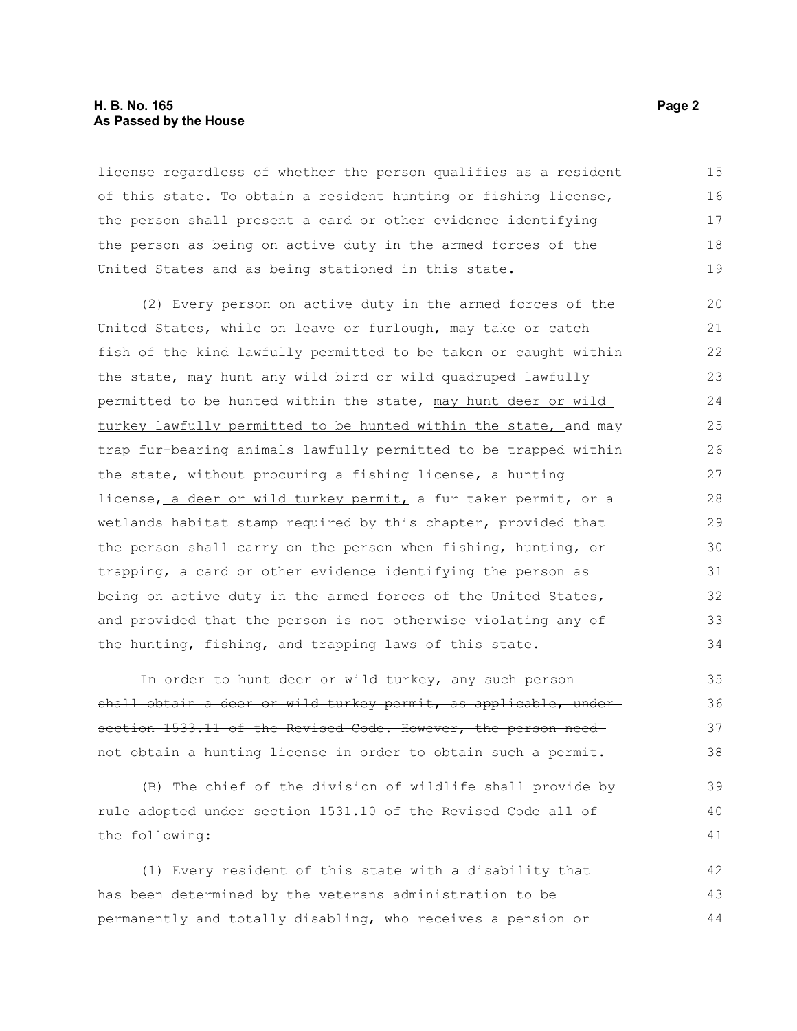license regardless of whether the person qualifies as a resident of this state. To obtain a resident hunting or fishing license, the person shall present a card or other evidence identifying the person as being on active duty in the armed forces of the United States and as being stationed in this state.

(2) Every person on active duty in the armed forces of the United States, while on leave or furlough, may take or catch fish of the kind lawfully permitted to be taken or caught within the state, may hunt any wild bird or wild quadruped lawfully permitted to be hunted within the state, <u>may hunt deer or wild turkey lawfully permitted to be hunted within the state,</u> and may trap fur-bearing animals lawfully permitted to be trapped within the state, without procuring a fishing license, a hunting license,<u> a deer or wild turkey permit,</u> a fur taker permit, or a wetlands habitat stamp required by this chapter, provided that the person shall carry on the person when fishing, hunting, or trapping, a card or other evidence identifying the person as being on active duty in the armed forces of the United States, and provided that the person is not otherwise violating any of the hunting, fishing, and trapping laws of this state.

~~In order to hunt deer or wild turkey, any such person shall obtain a deer or wild turkey permit, as applicable, under section 1533.11 of the Revised Code. However, the person need not obtain a hunting license in order to obtain such a permit.~~

(B) The chief of the division of wildlife shall provide by rule adopted under section 1531.10 of the Revised Code all of the following:

(1) Every resident of this state with a disability that has been determined by the veterans administration to be permanently and totally disabling, who receives a pension or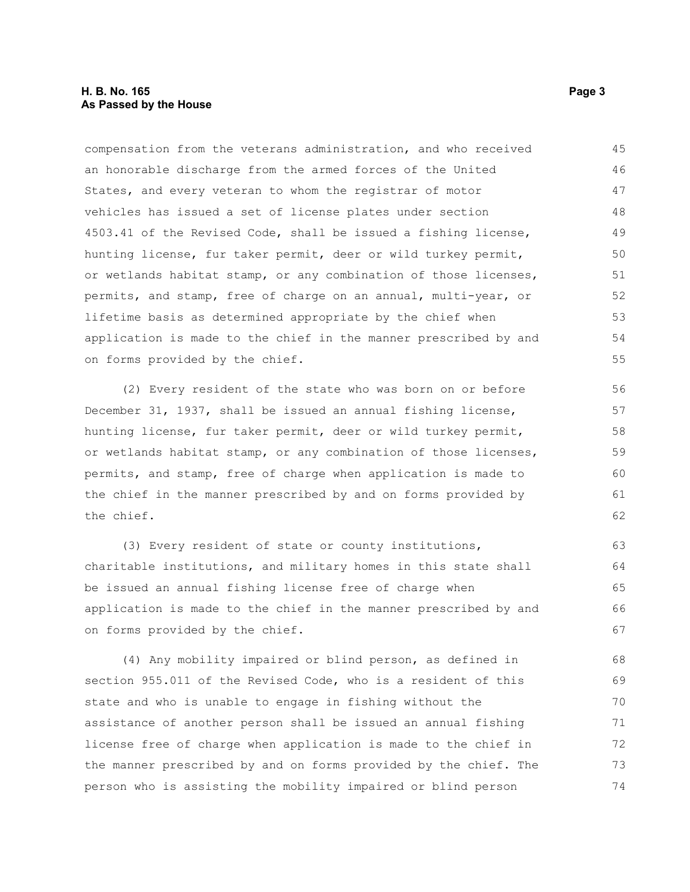compensation from the veterans administration, and who received an honorable discharge from the armed forces of the United States, and every veteran to whom the registrar of motor vehicles has issued a set of license plates under section 4503.41 of the Revised Code, shall be issued a fishing license, hunting license, fur taker permit, deer or wild turkey permit, or wetlands habitat stamp, or any combination of those licenses, permits, and stamp, free of charge on an annual, multi-year, or lifetime basis as determined appropriate by the chief when application is made to the chief in the manner prescribed by and on forms provided by the chief.

(2) Every resident of the state who was born on or before December 31, 1937, shall be issued an annual fishing license, hunting license, fur taker permit, deer or wild turkey permit, or wetlands habitat stamp, or any combination of those licenses, permits, and stamp, free of charge when application is made to the chief in the manner prescribed by and on forms provided by the chief.

(3) Every resident of state or county institutions, charitable institutions, and military homes in this state shall be issued an annual fishing license free of charge when application is made to the chief in the manner prescribed by and on forms provided by the chief.

(4) Any mobility impaired or blind person, as defined in section 955.011 of the Revised Code, who is a resident of this state and who is unable to engage in fishing without the assistance of another person shall be issued an annual fishing license free of charge when application is made to the chief in the manner prescribed by and on forms provided by the chief. The person who is assisting the mobility impaired or blind person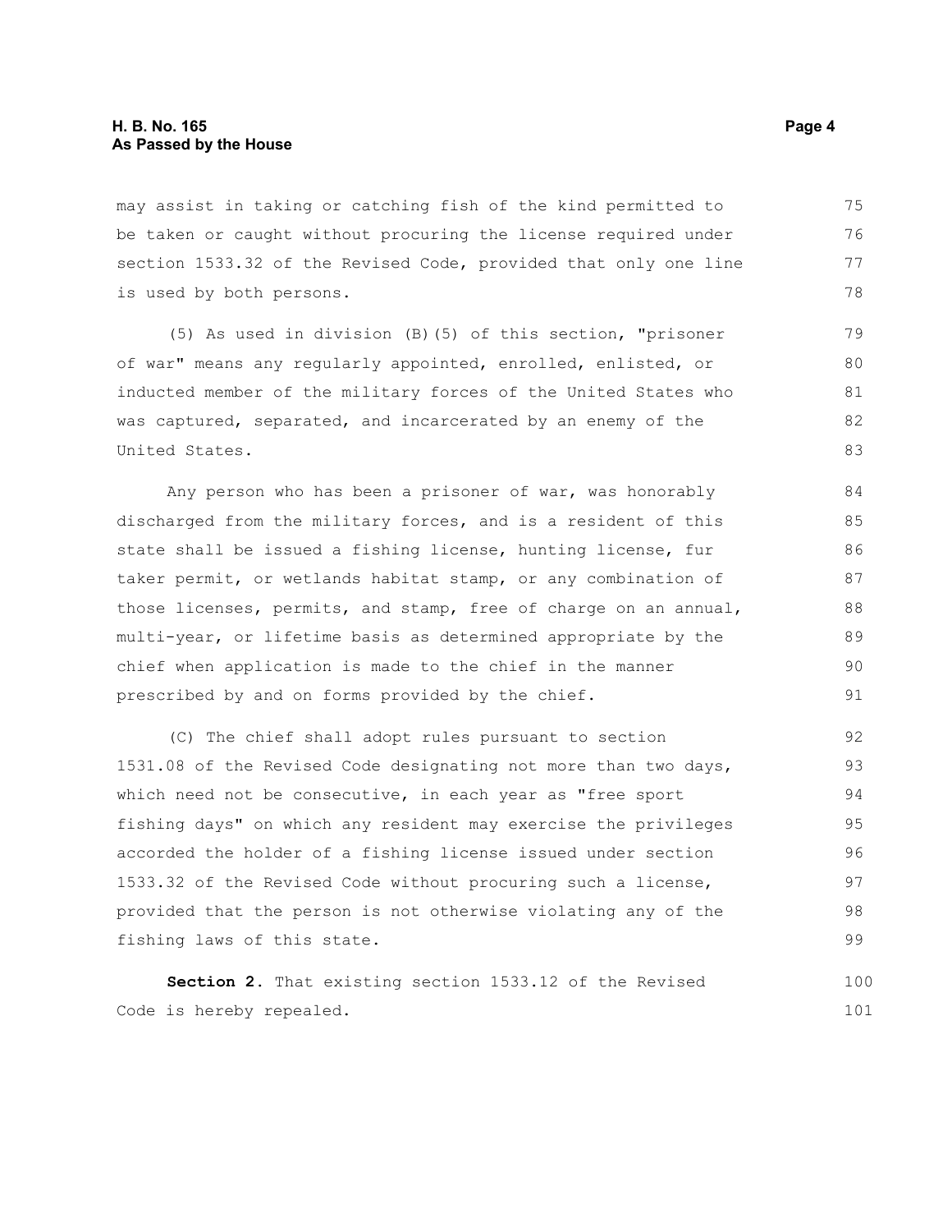may assist in taking or catching fish of the kind permitted to be taken or caught without procuring the license required under section 1533.32 of the Revised Code, provided that only one line is used by both persons.

(5) As used in division (B)(5) of this section, "prisoner of war" means any regularly appointed, enrolled, enlisted, or inducted member of the military forces of the United States who was captured, separated, and incarcerated by an enemy of the United States.

Any person who has been a prisoner of war, was honorably discharged from the military forces, and is a resident of this state shall be issued a fishing license, hunting license, fur taker permit, or wetlands habitat stamp, or any combination of those licenses, permits, and stamp, free of charge on an annual, multi-year, or lifetime basis as determined appropriate by the chief when application is made to the chief in the manner prescribed by and on forms provided by the chief.

(C) The chief shall adopt rules pursuant to section 1531.08 of the Revised Code designating not more than two days, which need not be consecutive, in each year as "free sport fishing days" on which any resident may exercise the privileges accorded the holder of a fishing license issued under section 1533.32 of the Revised Code without procuring such a license, provided that the person is not otherwise violating any of the fishing laws of this state.

**Section 2.** That existing section 1533.12 of the Revised Code is hereby repealed.